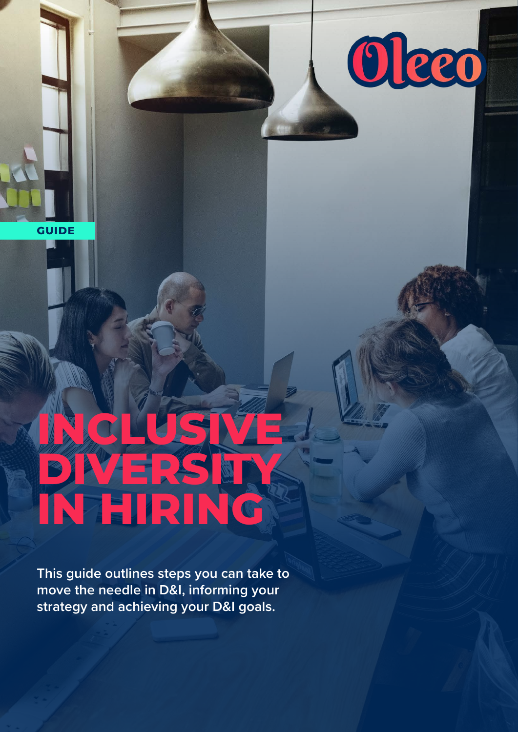Oleeo

GUIDE

# INCLUSIVE DIVERSITY IN HIRING

**This guide outlines steps you can take to move the needle in D&I, informing your strategy and achieving your D&I goals.**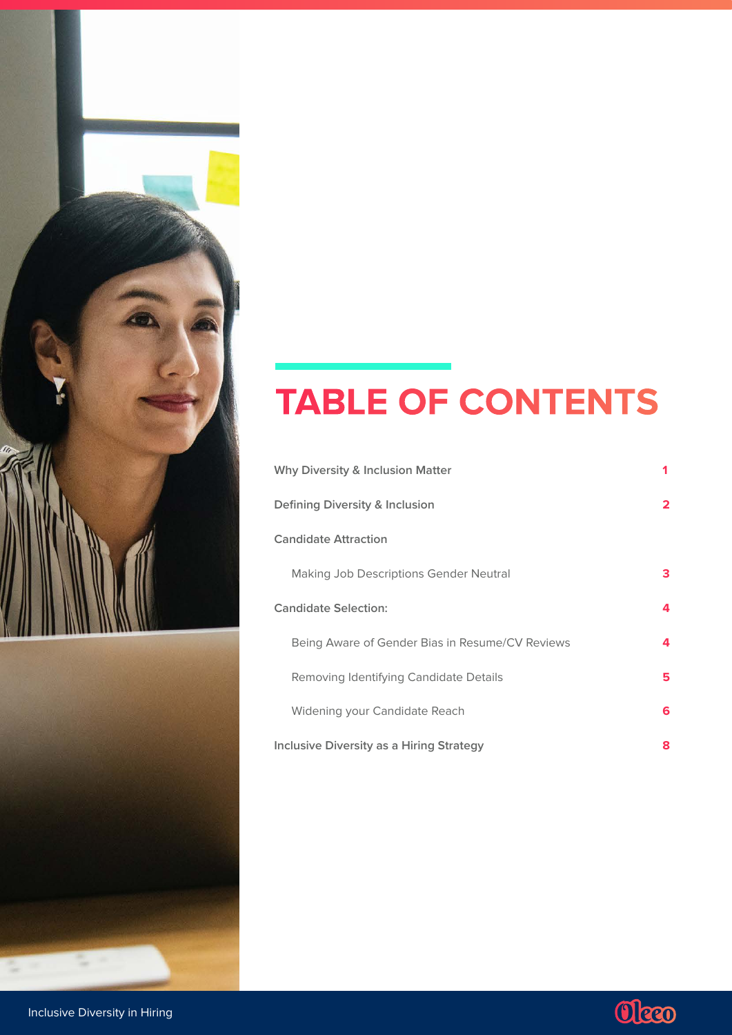# TABLE OF CONTENTS

| | |
|---|---|
| Why Diversity & Inclusion Matter | 1 |
| Defining Diversity & Inclusion | 2 |
| Candidate Attraction | |
| Making Job Descriptions Gender Neutral | 3 |
| Candidate Selection: | 4 |
| Being Aware of Gender Bias in Resume/CV Reviews | 4 |
| Removing Identifying Candidate Details | 5 |
| Widening your Candidate Reach | 6 |
| Inclusive Diversity as a Hiring Strategy | 8 |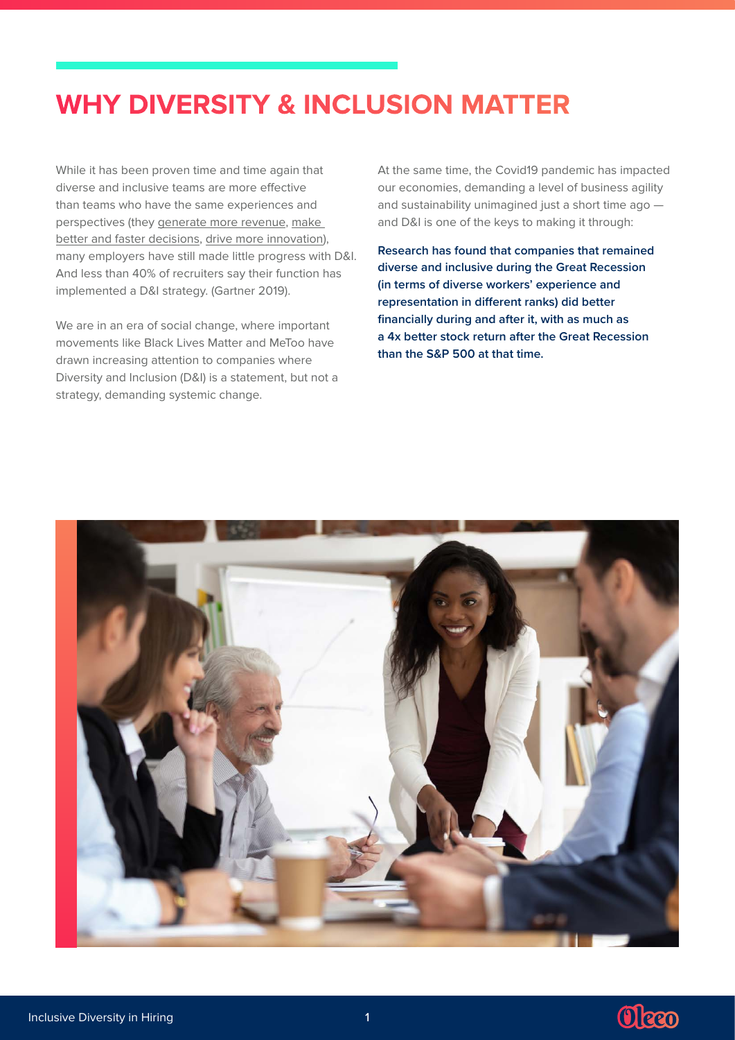# WHY DIVERSITY & INCLUSION MATTER

While it has been proven time and time again that diverse and inclusive teams are more effective than teams who have the same experiences and perspectives (they generate more revenue, make better and faster decisions, drive more innovation), many employers have still made little progress with D&I. And less than 40% of recruiters say their function has implemented a D&I strategy. (Gartner 2019).

We are in an era of social change, where important movements like Black Lives Matter and MeToo have drawn increasing attention to companies where Diversity and Inclusion (D&I) is a statement, but not a strategy, demanding systemic change.

At the same time, the Covid19 pandemic has impacted our economies, demanding a level of business agility and sustainability unimagined just a short time ago — and D&I is one of the keys to making it through:

**Research has found that companies that remained diverse and inclusive during the Great Recession (in terms of diverse workers' experience and representation in different ranks) did better financially during and after it, with as much as a 4x better stock return after the Great Recession than the S&P 500 at that time.**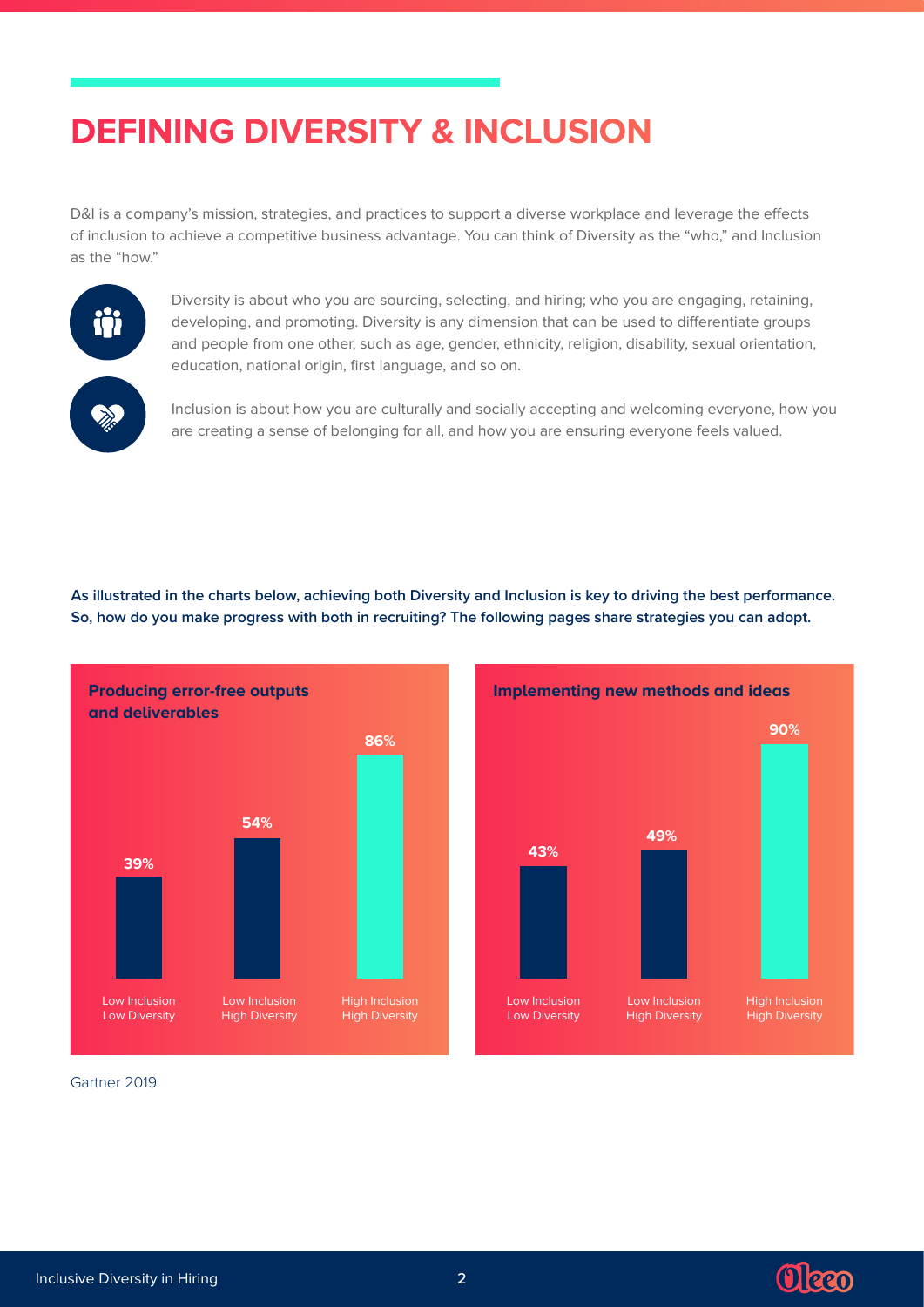# DEFINING DIVERSITY & INCLUSION

D&I is a company's mission, strategies, and practices to support a diverse workplace and leverage the effects of inclusion to achieve a competitive business advantage. You can think of Diversity as the "who," and Inclusion as the "how."

Diversity is about who you are sourcing, selecting, and hiring; who you are engaging, retaining, developing, and promoting. Diversity is any dimension that can be used to differentiate groups and people from one other, such as age, gender, ethnicity, religion, disability, sexual orientation, education, national origin, first language, and so on.

Inclusion is about how you are culturally and socially accepting and welcoming everyone, how you are creating a sense of belonging for all, and how you are ensuring everyone feels valued.

**As illustrated in the charts below, achieving both Diversity and Inclusion is key to driving the best performance. So, how do you make progress with both in recruiting? The following pages share strategies you can adopt.**

**Producing error-free outputs and deliverables**

| Low Inclusion Low Diversity | Low Inclusion High Diversity | High Inclusion High Diversity |
|---|---|---|
| 39% | 54% | 86% |

**Implementing new methods and ideas**

| Low Inclusion Low Diversity | Low Inclusion High Diversity | High Inclusion High Diversity |
|---|---|---|
| 43% | 49% | 90% |

Gartner 2019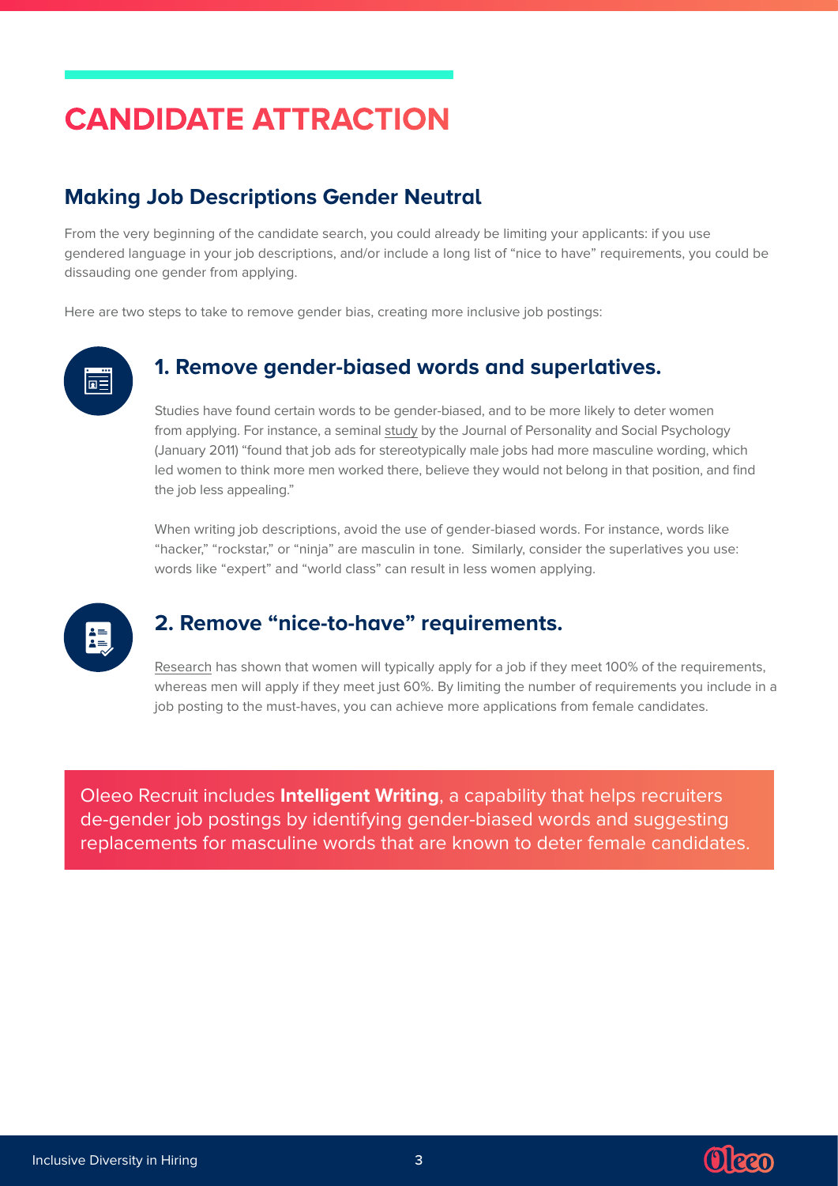# CANDIDATE ATTRACTION

## Making Job Descriptions Gender Neutral

From the very beginning of the candidate search, you could already be limiting your applicants: if you use gendered language in your job descriptions, and/or include a long list of "nice to have" requirements, you could be dissuading one gender from applying.

Here are two steps to take to remove gender bias, creating more inclusive job postings:

### 1. Remove gender-biased words and superlatives.

Studies have found certain words to be gender-biased, and to be more likely to deter women from applying. For instance, a seminal study by the Journal of Personality and Social Psychology (January 2011) "found that job ads for stereotypically male jobs had more masculine wording, which led women to think more men worked there, believe they would not belong in that position, and find the job less appealing."

When writing job descriptions, avoid the use of gender-biased words. For instance, words like "hacker," "rockstar," or "ninja" are masculin in tone. Similarly, consider the superlatives you use: words like "expert" and "world class" can result in less women applying.

### 2. Remove "nice-to-have" requirements.

Research has shown that women will typically apply for a job if they meet 100% of the requirements, whereas men will apply if they meet just 60%. By limiting the number of requirements you include in a job posting to the must-haves, you can achieve more applications from female candidates.

Oleeo Recruit includes **Intelligent Writing**, a capability that helps recruiters de-gender job postings by identifying gender-biased words and suggesting replacements for masculine words that are known to deter female candidates.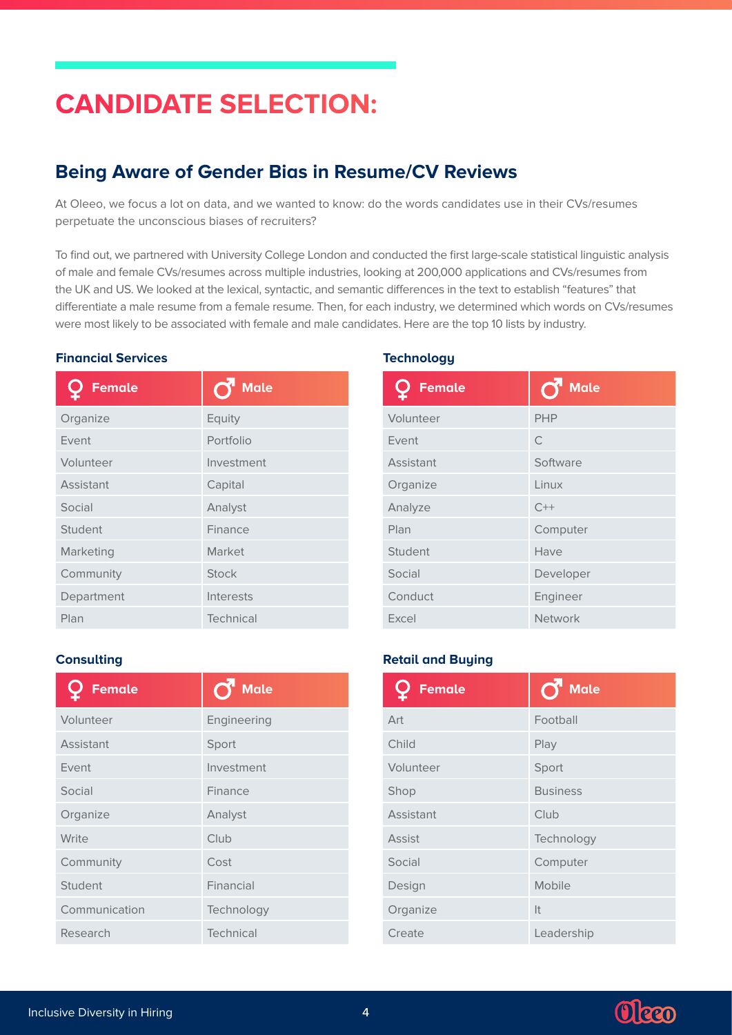# CANDIDATE SELECTION:

## Being Aware of Gender Bias in Resume/CV Reviews

At Oleeo, we focus a lot on data, and we wanted to know: do the words candidates use in their CVs/resumes perpetuate the unconscious biases of recruiters?

To find out, we partnered with University College London and conducted the first large-scale statistical linguistic analysis of male and female CVs/resumes across multiple industries, looking at 200,000 applications and CVs/resumes from the UK and US. We looked at the lexical, syntactic, and semantic differences in the text to establish "features" that differentiate a male resume from a female resume. Then, for each industry, we determined which words on CVs/resumes were most likely to be associated with female and male candidates. Here are the top 10 lists by industry.

### Financial Services

| ♀ Female | ♂ Male |
|---|---|
| Organize | Equity |
| Event | Portfolio |
| Volunteer | Investment |
| Assistant | Capital |
| Social | Analyst |
| Student | Finance |
| Marketing | Market |
| Community | Stock |
| Department | Interests |
| Plan | Technical |

### Technology

| ♀ Female | ♂ Male |
|---|---|
| Volunteer | PHP |
| Event | C |
| Assistant | Software |
| Organize | Linux |
| Analyze | C++ |
| Plan | Computer |
| Student | Have |
| Social | Developer |
| Conduct | Engineer |
| Excel | Network |

### Consulting

| ♀ Female | ♂ Male |
|---|---|
| Volunteer | Engineering |
| Assistant | Sport |
| Event | Investment |
| Social | Finance |
| Organize | Analyst |
| Write | Club |
| Community | Cost |
| Student | Financial |
| Communication | Technology |
| Research | Technical |

### Retail and Buying

| ♀ Female | ♂ Male |
|---|---|
| Art | Football |
| Child | Play |
| Volunteer | Sport |
| Shop | Business |
| Assistant | Club |
| Assist | Technology |
| Social | Computer |
| Design | Mobile |
| Organize | It |
| Create | Leadership |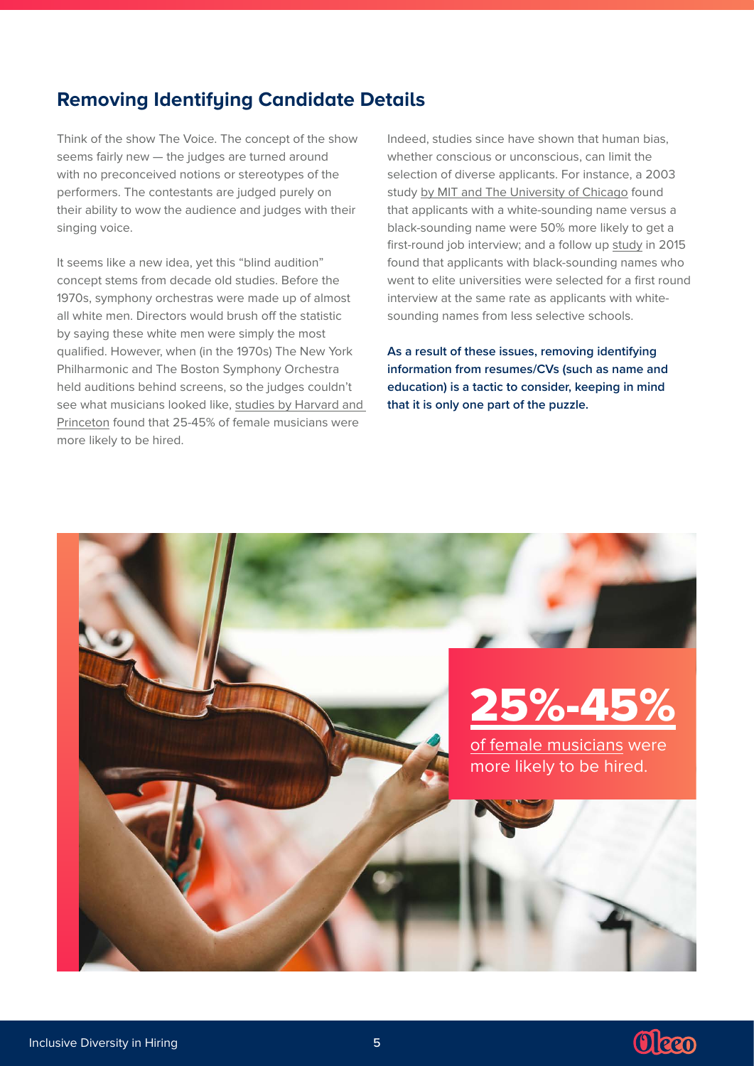## Removing Identifying Candidate Details

Think of the show The Voice. The concept of the show seems fairly new — the judges are turned around with no preconceived notions or stereotypes of the performers. The contestants are judged purely on their ability to wow the audience and judges with their singing voice.

It seems like a new idea, yet this "blind audition" concept stems from decade old studies. Before the 1970s, symphony orchestras were made up of almost all white men. Directors would brush off the statistic by saying these white men were simply the most qualified. However, when (in the 1970s) The New York Philharmonic and The Boston Symphony Orchestra held auditions behind screens, so the judges couldn't see what musicians looked like, studies by Harvard and Princeton found that 25-45% of female musicians were more likely to be hired.

Indeed, studies since have shown that human bias, whether conscious or unconscious, can limit the selection of diverse applicants. For instance, a 2003 study by MIT and The University of Chicago found that applicants with a white-sounding name versus a black-sounding name were 50% more likely to get a first-round job interview; and a follow up study in 2015 found that applicants with black-sounding names who went to elite universities were selected for a first round interview at the same rate as applicants with white-sounding names from less selective schools.

**As a result of these issues, removing identifying information from resumes/CVs (such as name and education) is a tactic to consider, keeping in mind that it is only one part of the puzzle.**

**25%-45%**

of female musicians were more likely to be hired.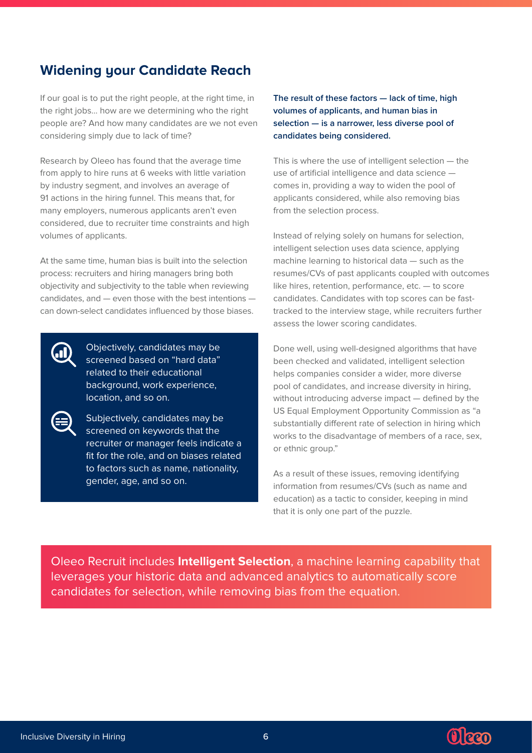## Widening your Candidate Reach

If our goal is to put the right people, at the right time, in the right jobs... how are we determining who the right people are? And how many candidates are we not even considering simply due to lack of time?

Research by Oleeo has found that the average time from apply to hire runs at 6 weeks with little variation by industry segment, and involves an average of 91 actions in the hiring funnel. This means that, for many employers, numerous applicants aren't even considered, due to recruiter time constraints and high volumes of applicants.

At the same time, human bias is built into the selection process: recruiters and hiring managers bring both objectivity and subjectivity to the table when reviewing candidates, and — even those with the best intentions — can down-select candidates influenced by those biases.

- Objectively, candidates may be screened based on "hard data" related to their educational background, work experience, location, and so on.
- Subjectively, candidates may be screened on keywords that the recruiter or manager feels indicate a fit for the role, and on biases related to factors such as name, nationality, gender, age, and so on.

**The result of these factors — lack of time, high volumes of applicants, and human bias in selection — is a narrower, less diverse pool of candidates being considered.**

This is where the use of intelligent selection — the use of artificial intelligence and data science — comes in, providing a way to widen the pool of applicants considered, while also removing bias from the selection process.

Instead of relying solely on humans for selection, intelligent selection uses data science, applying machine learning to historical data — such as the resumes/CVs of past applicants coupled with outcomes like hires, retention, performance, etc. — to score candidates. Candidates with top scores can be fast-tracked to the interview stage, while recruiters further assess the lower scoring candidates.

Done well, using well-designed algorithms that have been checked and validated, intelligent selection helps companies consider a wider, more diverse pool of candidates, and increase diversity in hiring, without introducing adverse impact — defined by the US Equal Employment Opportunity Commission as "a substantially different rate of selection in hiring which works to the disadvantage of members of a race, sex, or ethnic group."

As a result of these issues, removing identifying information from resumes/CVs (such as name and education) as a tactic to consider, keeping in mind that it is only one part of the puzzle.

Oleeo Recruit includes **Intelligent Selection**, a machine learning capability that leverages your historic data and advanced analytics to automatically score candidates for selection, while removing bias from the equation.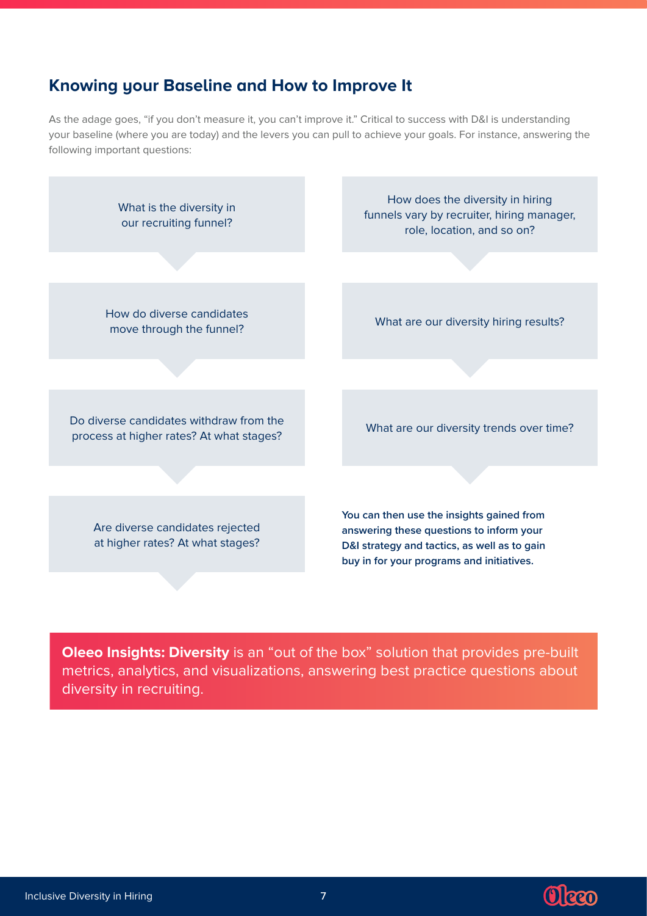## Knowing your Baseline and How to Improve It

As the adage goes, "if you don't measure it, you can't improve it." Critical to success with D&I is understanding your baseline (where you are today) and the levers you can pull to achieve your goals. For instance, answering the following important questions:

- What is the diversity in our recruiting funnel?
- How do diverse candidates move through the funnel?
- Do diverse candidates withdraw from the process at higher rates? At what stages?
- Are diverse candidates rejected at higher rates? At what stages?
- How does the diversity in hiring funnels vary by recruiter, hiring manager, role, location, and so on?
- What are our diversity hiring results?
- What are our diversity trends over time?

**You can then use the insights gained from answering these questions to inform your D&I strategy and tactics, as well as to gain buy in for your programs and initiatives.**

**Oleeo Insights: Diversity** is an "out of the box" solution that provides pre-built metrics, analytics, and visualizations, answering best practice questions about diversity in recruiting.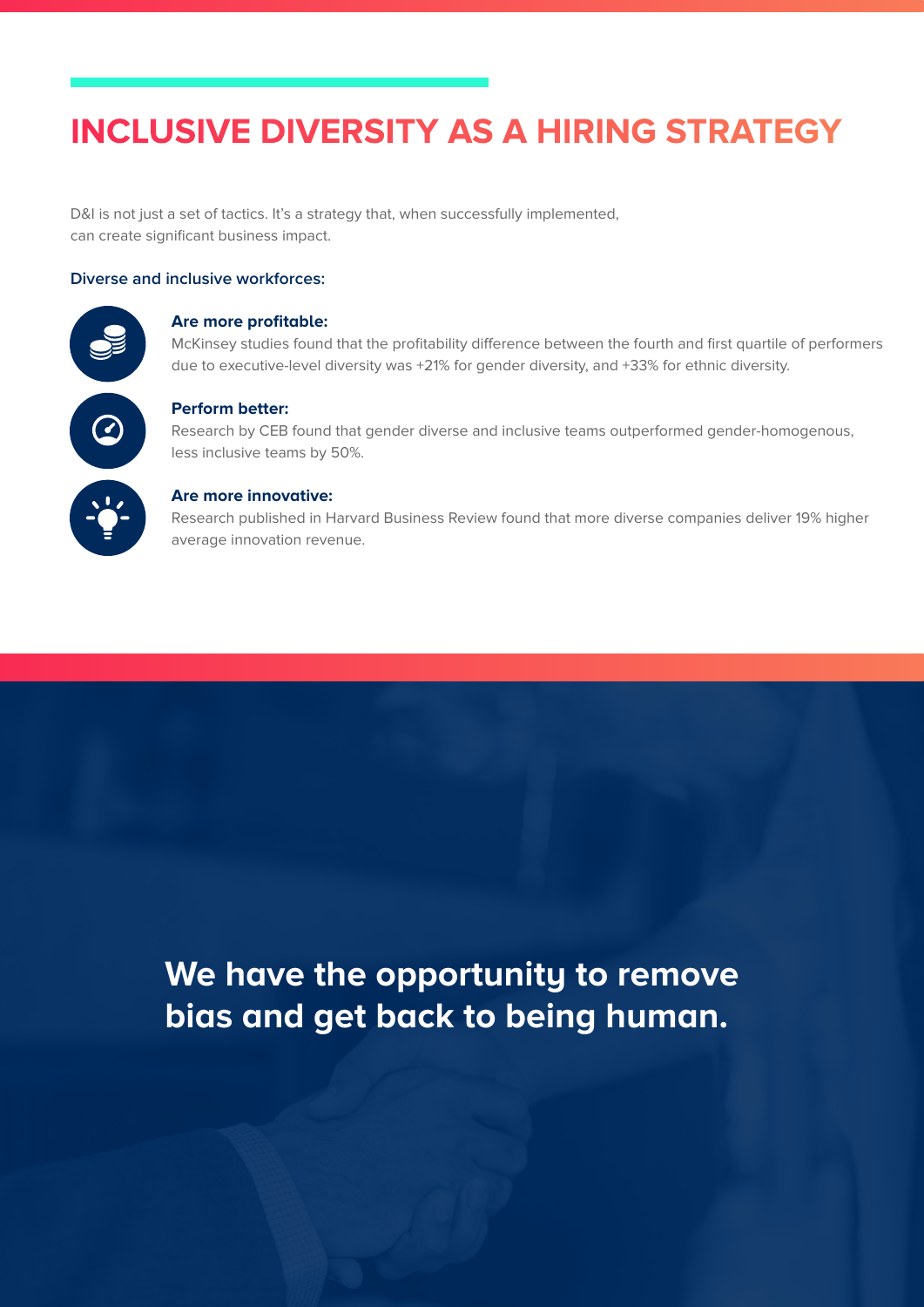# INCLUSIVE DIVERSITY AS A HIRING STRATEGY

D&I is not just a set of tactics. It's a strategy that, when successfully implemented, can create significant business impact.

**Diverse and inclusive workforces:**

**Are more profitable:**
McKinsey studies found that the profitability difference between the fourth and first quartile of performers due to executive-level diversity was +21% for gender diversity, and +33% for ethnic diversity.

**Perform better:**
Research by CEB found that gender diverse and inclusive teams outperformed gender-homogenous, less inclusive teams by 50%.

**Are more innovative:**
Research published in Harvard Business Review found that more diverse companies deliver 19% higher average innovation revenue.

**We have the opportunity to remove bias and get back to being human.**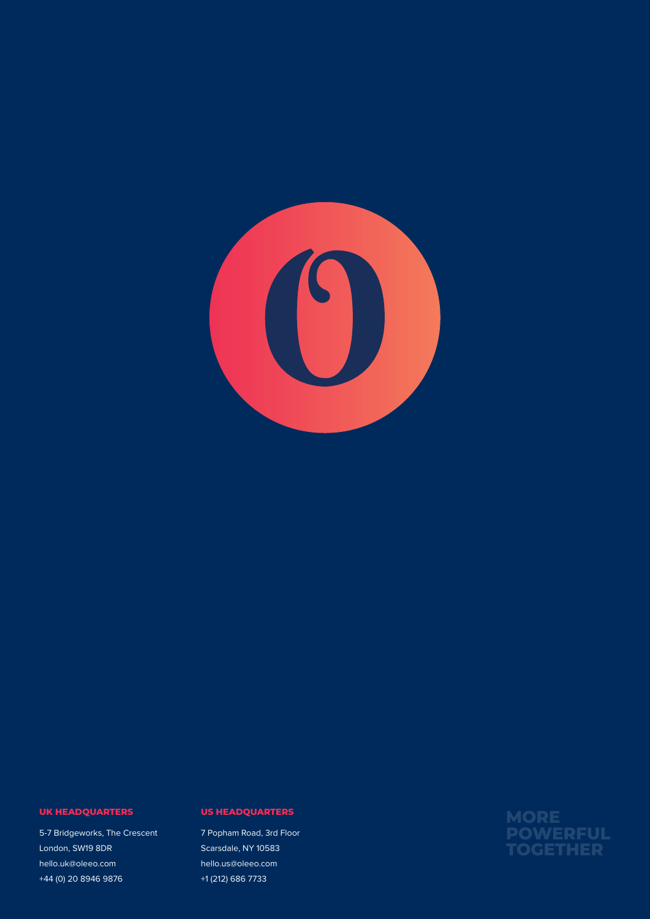**UK HEADQUARTERS**

5-7 Bridgeworks, The Crescent
London, SW19 8DR
hello.uk@oleeo.com
+44 (0) 20 8946 9876

**US HEADQUARTERS**

7 Popham Road, 3rd Floor
Scarsdale, NY 10583
hello.us@oleeo.com
+1 (212) 686 7733

**MORE POWERFUL TOGETHER**